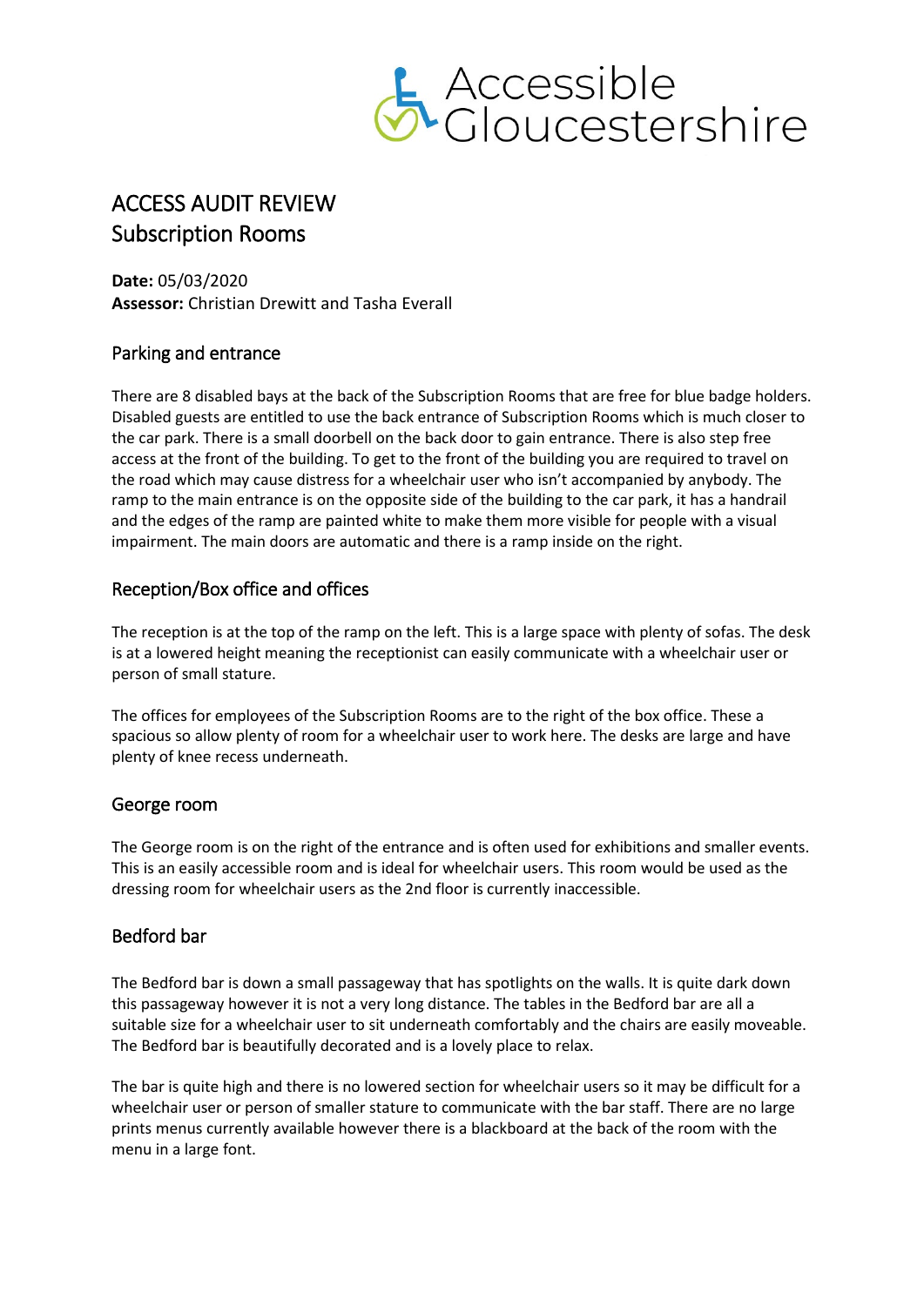Accessible Gloucestershire

# ACCESS AUDIT REVIEW
# Subscription Rooms

**Date:** 05/03/2020
**Assessor:** Christian Drewitt and Tasha Everall

## Parking and entrance

There are 8 disabled bays at the back of the Subscription Rooms that are free for blue badge holders. Disabled guests are entitled to use the back entrance of Subscription Rooms which is much closer to the car park. There is a small doorbell on the back door to gain entrance. There is also step free access at the front of the building. To get to the front of the building you are required to travel on the road which may cause distress for a wheelchair user who isn't accompanied by anybody. The ramp to the main entrance is on the opposite side of the building to the car park, it has a handrail and the edges of the ramp are painted white to make them more visible for people with a visual impairment. The main doors are automatic and there is a ramp inside on the right.

## Reception/Box office and offices

The reception is at the top of the ramp on the left. This is a large space with plenty of sofas. The desk is at a lowered height meaning the receptionist can easily communicate with a wheelchair user or person of small stature.

The offices for employees of the Subscription Rooms are to the right of the box office. These a spacious so allow plenty of room for a wheelchair user to work here. The desks are large and have plenty of knee recess underneath.

## George room

The George room is on the right of the entrance and is often used for exhibitions and smaller events. This is an easily accessible room and is ideal for wheelchair users. This room would be used as the dressing room for wheelchair users as the 2nd floor is currently inaccessible.

## Bedford bar

The Bedford bar is down a small passageway that has spotlights on the walls. It is quite dark down this passageway however it is not a very long distance. The tables in the Bedford bar are all a suitable size for a wheelchair user to sit underneath comfortably and the chairs are easily moveable. The Bedford bar is beautifully decorated and is a lovely place to relax.

The bar is quite high and there is no lowered section for wheelchair users so it may be difficult for a wheelchair user or person of smaller stature to communicate with the bar staff. There are no large prints menus currently available however there is a blackboard at the back of the room with the menu in a large font.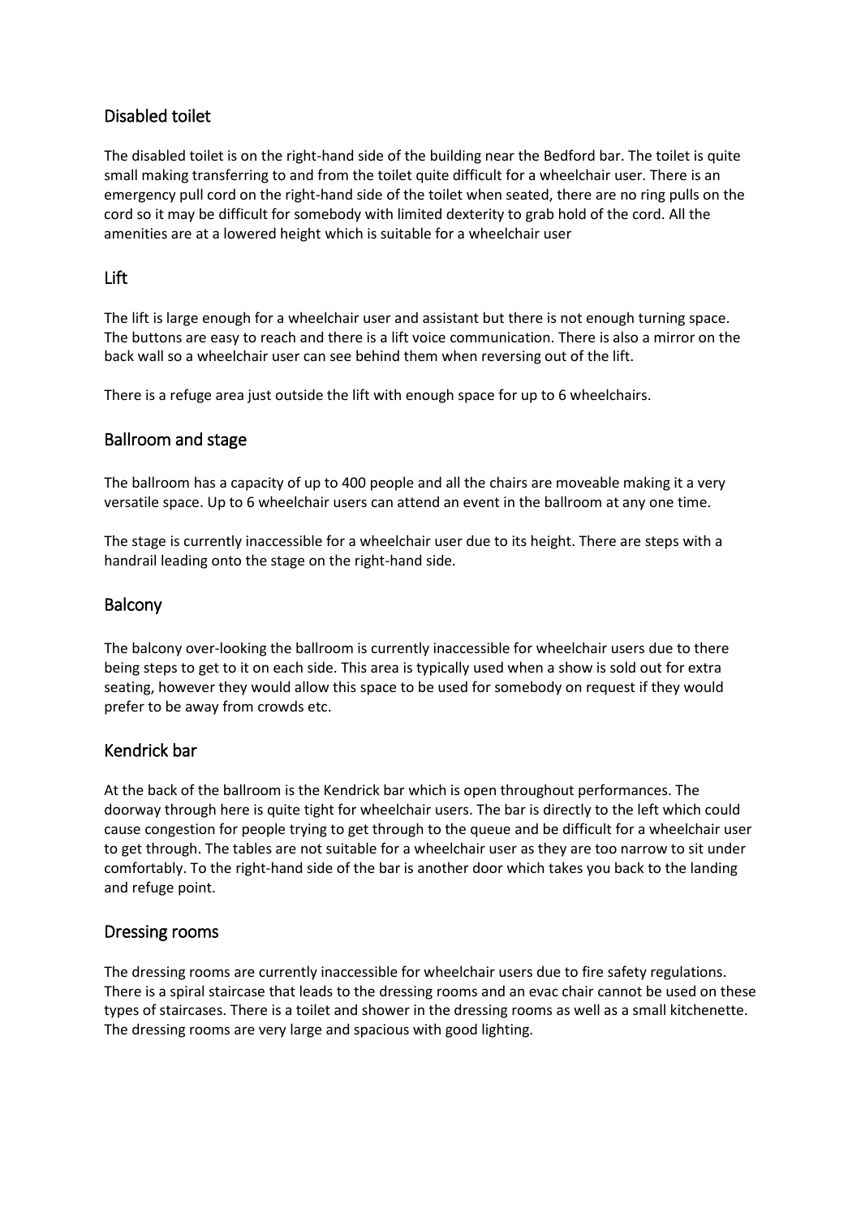## Disabled toilet

The disabled toilet is on the right-hand side of the building near the Bedford bar. The toilet is quite small making transferring to and from the toilet quite difficult for a wheelchair user. There is an emergency pull cord on the right-hand side of the toilet when seated, there are no ring pulls on the cord so it may be difficult for somebody with limited dexterity to grab hold of the cord. All the amenities are at a lowered height which is suitable for a wheelchair user

## Lift

The lift is large enough for a wheelchair user and assistant but there is not enough turning space. The buttons are easy to reach and there is a lift voice communication. There is also a mirror on the back wall so a wheelchair user can see behind them when reversing out of the lift.

There is a refuge area just outside the lift with enough space for up to 6 wheelchairs.

## Ballroom and stage

The ballroom has a capacity of up to 400 people and all the chairs are moveable making it a very versatile space. Up to 6 wheelchair users can attend an event in the ballroom at any one time.

The stage is currently inaccessible for a wheelchair user due to its height. There are steps with a handrail leading onto the stage on the right-hand side.

## Balcony

The balcony over-looking the ballroom is currently inaccessible for wheelchair users due to there being steps to get to it on each side. This area is typically used when a show is sold out for extra seating, however they would allow this space to be used for somebody on request if they would prefer to be away from crowds etc.

## Kendrick bar

At the back of the ballroom is the Kendrick bar which is open throughout performances. The doorway through here is quite tight for wheelchair users. The bar is directly to the left which could cause congestion for people trying to get through to the queue and be difficult for a wheelchair user to get through. The tables are not suitable for a wheelchair user as they are too narrow to sit under comfortably. To the right-hand side of the bar is another door which takes you back to the landing and refuge point.

## Dressing rooms

The dressing rooms are currently inaccessible for wheelchair users due to fire safety regulations. There is a spiral staircase that leads to the dressing rooms and an evac chair cannot be used on these types of staircases. There is a toilet and shower in the dressing rooms as well as a small kitchenette. The dressing rooms are very large and spacious with good lighting.